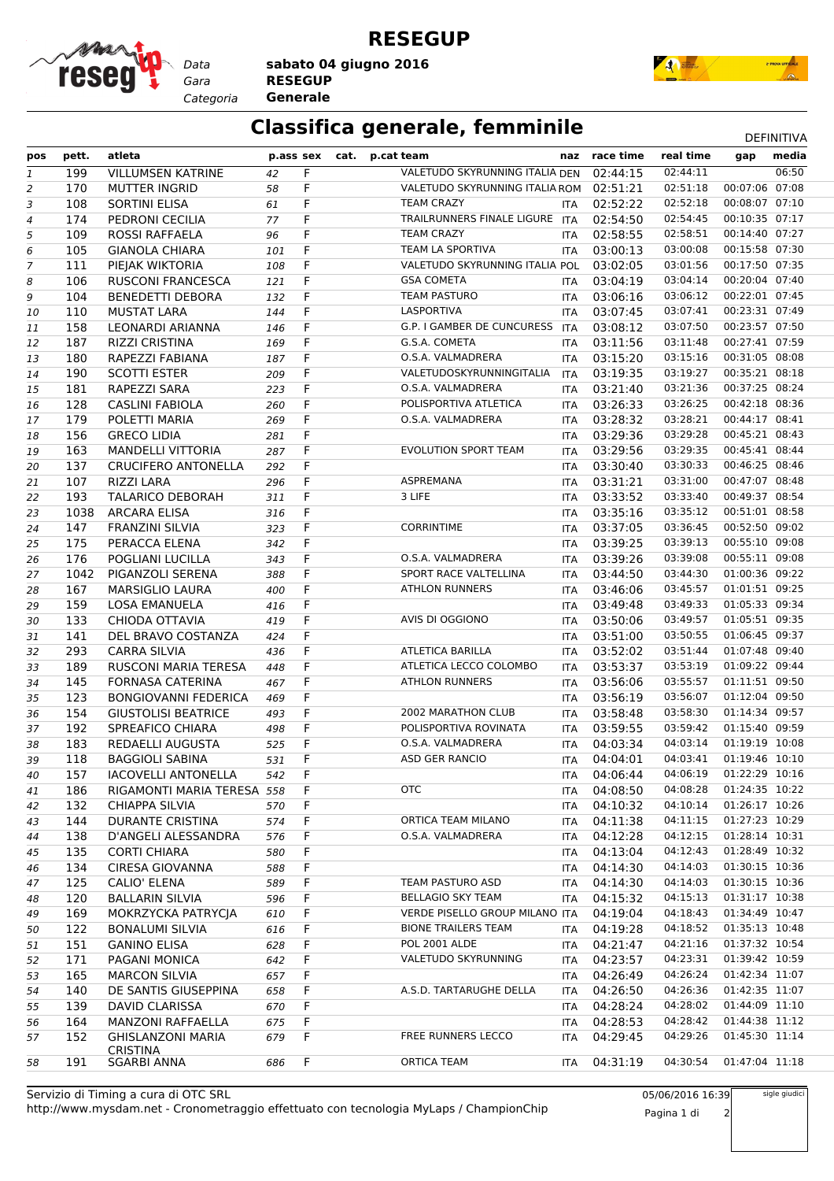# RESEGUP

*Data* **sabato 04 giugno 2016**
*Gara* **RESEGUP**
*Categoria* **Generale**

## Classifica generale, femminile

DEFINITIVA

| pos | pett. | atleta | p.ass | sex | cat. | p.cat | team | naz | race time | real time | gap | media |
|---|---|---|---|---|---|---|---|---|---|---|---|---|
| 1 | 199 | VILLUMSEN KATRINE | 42 | F | | | VALETUDO SKYRUNNING ITALIA | DEN | 02:44:15 | 02:44:11 | | 06:50 |
| 2 | 170 | MUTTER INGRID | 58 | F | | | VALETUDO SKYRUNNING ITALIA | ROM | 02:51:21 | 02:51:18 | 00:07:06 | 07:08 |
| 3 | 108 | SORTINI ELISA | 61 | F | | | TEAM CRAZY | ITA | 02:52:22 | 02:52:18 | 00:08:07 | 07:10 |
| 4 | 174 | PEDRONI CECILIA | 77 | F | | | TRAILRUNNERS FINALE LIGURE | ITA | 02:54:50 | 02:54:45 | 00:10:35 | 07:17 |
| 5 | 109 | ROSSI RAFFAELA | 96 | F | | | TEAM CRAZY | ITA | 02:58:55 | 02:58:51 | 00:14:40 | 07:27 |
| 6 | 105 | GIANOLA CHIARA | 101 | F | | | TEAM LA SPORTIVA | ITA | 03:00:13 | 03:00:08 | 00:15:58 | 07:30 |
| 7 | 111 | PIEJAK WIKTORIA | 108 | F | | | VALETUDO SKYRUNNING ITALIA | POL | 03:02:05 | 03:01:56 | 00:17:50 | 07:35 |
| 8 | 106 | RUSCONI FRANCESCA | 121 | F | | | GSA COMETA | ITA | 03:04:19 | 03:04:14 | 00:20:04 | 07:40 |
| 9 | 104 | BENEDETTI DEBORA | 132 | F | | | TEAM PASTURO | ITA | 03:06:16 | 03:06:12 | 00:22:01 | 07:45 |
| 10 | 110 | MUSTAT LARA | 144 | F | | | LASPORTIVA | ITA | 03:07:45 | 03:07:41 | 00:23:31 | 07:49 |
| 11 | 158 | LEONARDI ARIANNA | 146 | F | | | G.P. I GAMBER DE CUNCURESS | ITA | 03:08:12 | 03:07:50 | 00:23:57 | 07:50 |
| 12 | 187 | RIZZI CRISTINA | 169 | F | | | G.S.A. COMETA | ITA | 03:11:56 | 03:11:48 | 00:27:41 | 07:59 |
| 13 | 180 | RAPEZZI FABIANA | 187 | F | | | O.S.A. VALMADRERA | ITA | 03:15:20 | 03:15:16 | 00:31:05 | 08:08 |
| 14 | 190 | SCOTTI ESTER | 209 | F | | | VALETUDOSKYRUNNINGITALIA | ITA | 03:19:35 | 03:19:27 | 00:35:21 | 08:18 |
| 15 | 181 | RAPEZZI SARA | 223 | F | | | O.S.A. VALMADRERA | ITA | 03:21:40 | 03:21:36 | 00:37:25 | 08:24 |
| 16 | 128 | CASLINI FABIOLA | 260 | F | | | POLISPORTIVA ATLETICA | ITA | 03:26:33 | 03:26:25 | 00:42:18 | 08:36 |
| 17 | 179 | POLETTI MARIA | 269 | F | | | O.S.A. VALMADRERA | ITA | 03:28:32 | 03:28:21 | 00:44:17 | 08:41 |
| 18 | 156 | GRECO LIDIA | 281 | F | | | | ITA | 03:29:36 | 03:29:28 | 00:45:21 | 08:43 |
| 19 | 163 | MANDELLI VITTORIA | 287 | F | | | EVOLUTION SPORT TEAM | ITA | 03:29:56 | 03:29:35 | 00:45:41 | 08:44 |
| 20 | 137 | CRUCIFERO ANTONELLA | 292 | F | | | | ITA | 03:30:40 | 03:30:33 | 00:46:25 | 08:46 |
| 21 | 107 | RIZZI LARA | 296 | F | | | ASPREMANA | ITA | 03:31:21 | 03:31:00 | 00:47:07 | 08:48 |
| 22 | 193 | TALARICO DEBORAH | 311 | F | | | 3 LIFE | ITA | 03:33:52 | 03:33:40 | 00:49:37 | 08:54 |
| 23 | 1038 | ARCARA ELISA | 316 | F | | | | ITA | 03:35:16 | 03:35:12 | 00:51:01 | 08:58 |
| 24 | 147 | FRANZINI SILVIA | 323 | F | | | CORRINTIME | ITA | 03:37:05 | 03:36:45 | 00:52:50 | 09:02 |
| 25 | 175 | PERACCA ELENA | 342 | F | | | | ITA | 03:39:25 | 03:39:13 | 00:55:10 | 09:08 |
| 26 | 176 | POGLIANI LUCILLA | 343 | F | | | O.S.A. VALMADRERA | ITA | 03:39:26 | 03:39:08 | 00:55:11 | 09:08 |
| 27 | 1042 | PIGANZOLI SERENA | 388 | F | | | SPORT RACE VALTELLINA | ITA | 03:44:50 | 03:44:30 | 01:00:36 | 09:22 |
| 28 | 167 | MARSIGLIO LAURA | 400 | F | | | ATHLON RUNNERS | ITA | 03:46:06 | 03:45:57 | 01:01:51 | 09:25 |
| 29 | 159 | LOSA EMANUELA | 416 | F | | | | ITA | 03:49:48 | 03:49:33 | 01:05:33 | 09:34 |
| 30 | 133 | CHIODA OTTAVIA | 419 | F | | | AVIS DI OGGIONO | ITA | 03:50:06 | 03:49:57 | 01:05:51 | 09:35 |
| 31 | 141 | DEL BRAVO COSTANZA | 424 | F | | | | ITA | 03:51:00 | 03:50:55 | 01:06:45 | 09:37 |
| 32 | 293 | CARRA SILVIA | 436 | F | | | ATLETICA BARILLA | ITA | 03:52:02 | 03:51:44 | 01:07:48 | 09:40 |
| 33 | 189 | RUSCONI MARIA TERESA | 448 | F | | | ATLETICA LECCO COLOMBO | ITA | 03:53:37 | 03:53:19 | 01:09:22 | 09:44 |
| 34 | 145 | FORNASA CATERINA | 467 | F | | | ATHLON RUNNERS | ITA | 03:56:06 | 03:55:57 | 01:11:51 | 09:50 |
| 35 | 123 | BONGIOVANNI FEDERICA | 469 | F | | | | ITA | 03:56:19 | 03:56:07 | 01:12:04 | 09:50 |
| 36 | 154 | GIUSTOLISI BEATRICE | 493 | F | | | 2002 MARATHON CLUB | ITA | 03:58:48 | 03:58:30 | 01:14:34 | 09:57 |
| 37 | 192 | SPREAFICO CHIARA | 498 | F | | | POLISPORTIVA ROVINATA | ITA | 03:59:55 | 03:59:42 | 01:15:40 | 09:59 |
| 38 | 183 | REDAELLI AUGUSTA | 525 | F | | | O.S.A. VALMADRERA | ITA | 04:03:34 | 04:03:14 | 01:19:19 | 10:08 |
| 39 | 118 | BAGGIOLI SABINA | 531 | F | | | ASD GER RANCIO | ITA | 04:04:01 | 04:03:41 | 01:19:46 | 10:10 |
| 40 | 157 | IACOVELLI ANTONELLA | 542 | F | | | | ITA | 04:06:44 | 04:06:19 | 01:22:29 | 10:16 |
| 41 | 186 | RIGAMONTI MARIA TERESA | 558 | F | | | OTC | ITA | 04:08:50 | 04:08:28 | 01:24:35 | 10:22 |
| 42 | 132 | CHIAPPA SILVIA | 570 | F | | | | ITA | 04:10:32 | 04:10:14 | 01:26:17 | 10:26 |
| 43 | 144 | DURANTE CRISTINA | 574 | F | | | ORTICA TEAM MILANO | ITA | 04:11:38 | 04:11:15 | 01:27:23 | 10:29 |
| 44 | 138 | D'ANGELI ALESSANDRA | 576 | F | | | O.S.A. VALMADRERA | ITA | 04:12:28 | 04:12:15 | 01:28:14 | 10:31 |
| 45 | 135 | CORTI CHIARA | 580 | F | | | | ITA | 04:13:04 | 04:12:43 | 01:28:49 | 10:32 |
| 46 | 134 | CIRESA GIOVANNA | 588 | F | | | | ITA | 04:14:30 | 04:14:03 | 01:30:15 | 10:36 |
| 47 | 125 | CALIO' ELENA | 589 | F | | | TEAM PASTURO ASD | ITA | 04:14:30 | 04:14:03 | 01:30:15 | 10:36 |
| 48 | 120 | BALLARIN SILVIA | 596 | F | | | BELLAGIO SKY TEAM | ITA | 04:15:32 | 04:15:13 | 01:31:17 | 10:38 |
| 49 | 169 | MOKRZYCKA PATRYCJA | 610 | F | | | VERDE PISELLO GROUP MILANO | ITA | 04:19:04 | 04:18:43 | 01:34:49 | 10:47 |
| 50 | 122 | BONALUMI SILVIA | 616 | F | | | BIONE TRAILERS TEAM | ITA | 04:19:28 | 04:18:52 | 01:35:13 | 10:48 |
| 51 | 151 | GANINO ELISA | 628 | F | | | POL 2001 ALDE | ITA | 04:21:47 | 04:21:16 | 01:37:32 | 10:54 |
| 52 | 171 | PAGANI MONICA | 642 | F | | | VALETUDO SKYRUNNING | ITA | 04:23:57 | 04:23:31 | 01:39:42 | 10:59 |
| 53 | 165 | MARCON SILVIA | 657 | F | | | | ITA | 04:26:49 | 04:26:24 | 01:42:34 | 11:07 |
| 54 | 140 | DE SANTIS GIUSEPPINA | 658 | F | | | A.S.D. TARTARUGHE DELLA | ITA | 04:26:50 | 04:26:36 | 01:42:35 | 11:07 |
| 55 | 139 | DAVID CLARISSA | 670 | F | | | | ITA | 04:28:24 | 04:28:02 | 01:44:09 | 11:10 |
| 56 | 164 | MANZONI RAFFAELLA | 675 | F | | | | ITA | 04:28:53 | 04:28:42 | 01:44:38 | 11:12 |
| 57 | 152 | GHISLANZONI MARIA CRISTINA | 679 | F | | | FREE RUNNERS LECCO | ITA | 04:29:45 | 04:29:26 | 01:45:30 | 11:14 |
| 58 | 191 | SGARBI ANNA | 686 | F | | | ORTICA TEAM | ITA | 04:31:19 | 04:30:54 | 01:47:04 | 11:18 |

Servizio di Timing a cura di OTC SRL
http://www.mysdam.net - Cronometraggio effettuato con tecnologia MyLaps / ChampionChip

05/06/2016 16:39

sigle giudici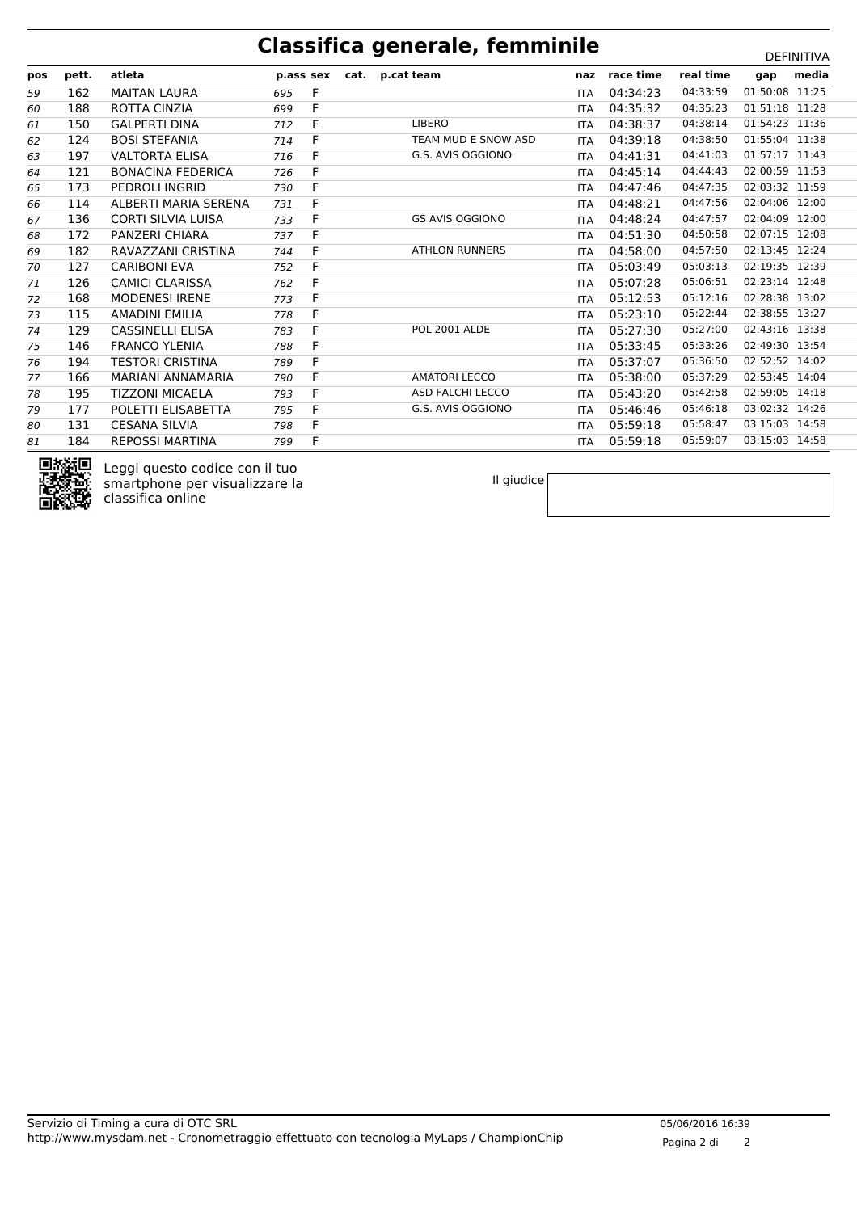# Classifica generale, femminile

DEFINITIVA

| pos | pett. | atleta | p.ass | sex | cat. | p.cat | team | naz | race time | real time | gap | media |
|---|---|---|---|---|---|---|---|---|---|---|---|---|
| 59 | 162 | MAITAN LAURA | 695 | F | | | | ITA | 04:34:23 | 04:33:59 | 01:50:08 | 11:25 |
| 60 | 188 | ROTTA CINZIA | 699 | F | | | | ITA | 04:35:32 | 04:35:23 | 01:51:18 | 11:28 |
| 61 | 150 | GALPERTI DINA | 712 | F | | | LIBERO | ITA | 04:38:37 | 04:38:14 | 01:54:23 | 11:36 |
| 62 | 124 | BOSI STEFANIA | 714 | F | | | TEAM MUD E SNOW ASD | ITA | 04:39:18 | 04:38:50 | 01:55:04 | 11:38 |
| 63 | 197 | VALTORTA ELISA | 716 | F | | | G.S. AVIS OGGIONO | ITA | 04:41:31 | 04:41:03 | 01:57:17 | 11:43 |
| 64 | 121 | BONACINA FEDERICA | 726 | F | | | | ITA | 04:45:14 | 04:44:43 | 02:00:59 | 11:53 |
| 65 | 173 | PEDROLI INGRID | 730 | F | | | | ITA | 04:47:46 | 04:47:35 | 02:03:32 | 11:59 |
| 66 | 114 | ALBERTI MARIA SERENA | 731 | F | | | | ITA | 04:48:21 | 04:47:56 | 02:04:06 | 12:00 |
| 67 | 136 | CORTI SILVIA LUISA | 733 | F | | | GS AVIS OGGIONO | ITA | 04:48:24 | 04:47:57 | 02:04:09 | 12:00 |
| 68 | 172 | PANZERI CHIARA | 737 | F | | | | ITA | 04:51:30 | 04:50:58 | 02:07:15 | 12:08 |
| 69 | 182 | RAVAZZANI CRISTINA | 744 | F | | | ATHLON RUNNERS | ITA | 04:58:00 | 04:57:50 | 02:13:45 | 12:24 |
| 70 | 127 | CARIBONI EVA | 752 | F | | | | ITA | 05:03:49 | 05:03:13 | 02:19:35 | 12:39 |
| 71 | 126 | CAMICI CLARISSA | 762 | F | | | | ITA | 05:07:28 | 05:06:51 | 02:23:14 | 12:48 |
| 72 | 168 | MODENESI IRENE | 773 | F | | | | ITA | 05:12:53 | 05:12:16 | 02:28:38 | 13:02 |
| 73 | 115 | AMADINI EMILIA | 778 | F | | | | ITA | 05:23:10 | 05:22:44 | 02:38:55 | 13:27 |
| 74 | 129 | CASSINELLI ELISA | 783 | F | | | POL 2001 ALDE | ITA | 05:27:30 | 05:27:00 | 02:43:16 | 13:38 |
| 75 | 146 | FRANCO YLENIA | 788 | F | | | | ITA | 05:33:45 | 05:33:26 | 02:49:30 | 13:54 |
| 76 | 194 | TESTORI CRISTINA | 789 | F | | | | ITA | 05:37:07 | 05:36:50 | 02:52:52 | 14:02 |
| 77 | 166 | MARIANI ANNAMARIA | 790 | F | | | AMATORI LECCO | ITA | 05:38:00 | 05:37:29 | 02:53:45 | 14:04 |
| 78 | 195 | TIZZONI MICAELA | 793 | F | | | ASD FALCHI LECCO | ITA | 05:43:20 | 05:42:58 | 02:59:05 | 14:18 |
| 79 | 177 | POLETTI ELISABETTA | 795 | F | | | G.S. AVIS OGGIONO | ITA | 05:46:46 | 05:46:18 | 03:02:32 | 14:26 |
| 80 | 131 | CESANA SILVIA | 798 | F | | | | ITA | 05:59:18 | 05:58:47 | 03:15:03 | 14:58 |
| 81 | 184 | REPOSSI MARTINA | 799 | F | | | | ITA | 05:59:18 | 05:59:07 | 03:15:03 | 14:58 |

Leggi questo codice con il tuo smartphone per visualizzare la classifica online

Il giudice

Servizio di Timing a cura di OTC SRL
http://www.mysdam.net - Cronometraggio effettuato con tecnologia MyLaps / ChampionChip

05/06/2016 16:39